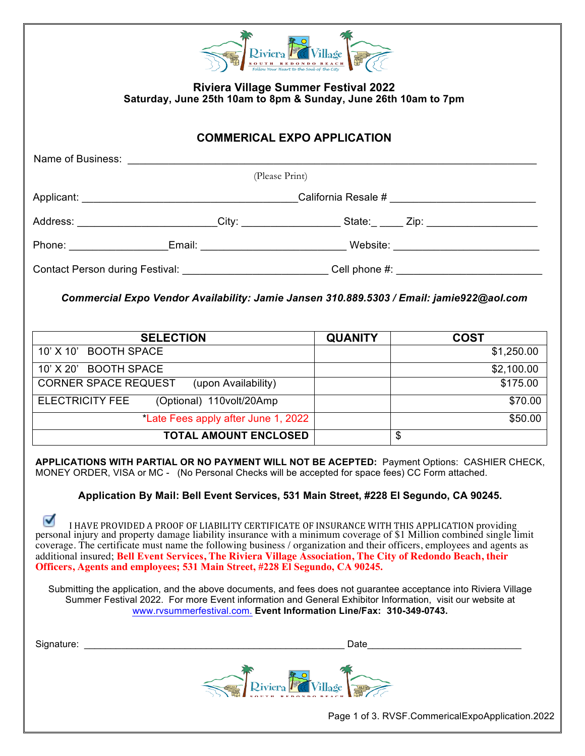# Riviera Village Summer Festival 2022

**Saturday, June 25th 10am to 8pm & Sunday, June 26th 10am to 7pm**

## COMMERICAL EXPO APPLICATION

Name of Business: ____________________________________________________________

(Please Print)

Applicant: ______________________________ California Resale # ____________________

Address: ____________________ City: ______________ State:_ ____ Zip: ______________

Phone: ______________ Email: ____________________ Website: ____________________

Contact Person during Festival: ____________________ Cell phone #: ____________________

***Commercial Expo Vendor Availability: Jamie Jansen 310.889.5303 / Email: jamie922@aol.com***

| SELECTION | QUANITY | COST |
|---|---|---|
| 10' X 10' BOOTH SPACE | | $1,250.00 |
| 10' X 20' BOOTH SPACE | | $2,100.00 |
| CORNER SPACE REQUEST (upon Availability) | | $175.00 |
| ELECTRICITY FEE (Optional) 110volt/20Amp | | $70.00 |
| *Late Fees apply after June 1, 2022 | | $50.00 |
| **TOTAL AMOUNT ENCLOSED** | | $ |

**APPLICATIONS WITH PARTIAL OR NO PAYMENT WILL NOT BE ACEPTED:** Payment Options: CASHIER CHECK, MONEY ORDER, VISA or MC - (No Personal Checks will be accepted for space fees) CC Form attached.

**Application By Mail: Bell Event Services, 531 Main Street, #228 El Segundo, CA 90245.**

☑ I HAVE PROVIDED A PROOF OF LIABILITY CERTIFICATE OF INSURANCE WITH THIS APPLICATION providing personal injury and property damage liability insurance with a minimum coverage of $1 Million combined single limit coverage. The certificate must name the following business / organization and their officers, employees and agents as additional insured; **Bell Event Services, The Riviera Village Association, The City of Redondo Beach, their Officers, Agents and employees; 531 Main Street, #228 El Segundo, CA 90245.**

Submitting the application, and the above documents, and fees does not guarantee acceptance into Riviera Village Summer Festival 2022. For more Event information and General Exhibitor Information, visit our website at www.rvsummerfestival.com. **Event Information Line/Fax: 310-349-0743.**

Signature: ________________________________________ Date ______________________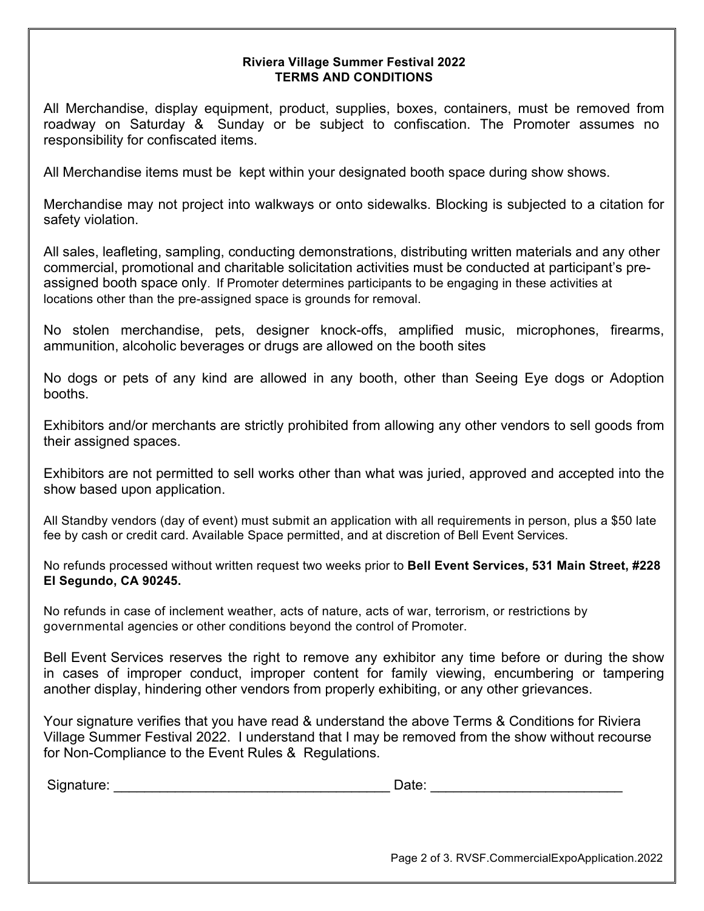**Riviera Village Summer Festival 2022**
**TERMS AND CONDITIONS**

All Merchandise, display equipment, product, supplies, boxes, containers, must be removed from roadway on Saturday & Sunday or be subject to confiscation. The Promoter assumes no responsibility for confiscated items.

All Merchandise items must be kept within your designated booth space during show shows.

Merchandise may not project into walkways or onto sidewalks. Blocking is subjected to a citation for safety violation.

All sales, leafleting, sampling, conducting demonstrations, distributing written materials and any other commercial, promotional and charitable solicitation activities must be conducted at participant's pre-assigned booth space only. If Promoter determines participants to be engaging in these activities at locations other than the pre-assigned space is grounds for removal.

No stolen merchandise, pets, designer knock-offs, amplified music, microphones, firearms, ammunition, alcoholic beverages or drugs are allowed on the booth sites

No dogs or pets of any kind are allowed in any booth, other than Seeing Eye dogs or Adoption booths.

Exhibitors and/or merchants are strictly prohibited from allowing any other vendors to sell goods from their assigned spaces.

Exhibitors are not permitted to sell works other than what was juried, approved and accepted into the show based upon application.

All Standby vendors (day of event) must submit an application with all requirements in person, plus a $50 late fee by cash or credit card. Available Space permitted, and at discretion of Bell Event Services.

No refunds processed without written request two weeks prior to **Bell Event Services, 531 Main Street, #228 El Segundo, CA 90245.**

No refunds in case of inclement weather, acts of nature, acts of war, terrorism, or restrictions by governmental agencies or other conditions beyond the control of Promoter.

Bell Event Services reserves the right to remove any exhibitor any time before or during the show in cases of improper conduct, improper content for family viewing, encumbering or tampering another display, hindering other vendors from properly exhibiting, or any other grievances.

Your signature verifies that you have read & understand the above Terms & Conditions for Riviera Village Summer Festival 2022. I understand that I may be removed from the show without recourse for Non-Compliance to the Event Rules & Regulations.

Signature: ___________________________________ Date: ________________________

RVSF.CommercialExpoApplication.2022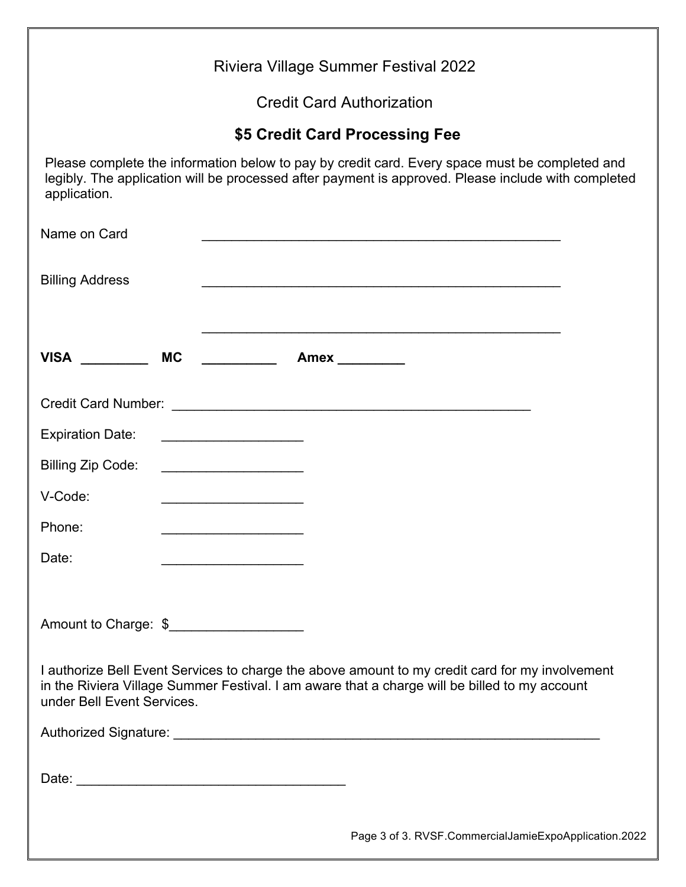# Riviera Village Summer Festival 2022

## Credit Card Authorization

### **$5 Credit Card Processing Fee**

Please complete the information below to pay by credit card. Every space must be completed and legibly. The application will be processed after payment is approved. Please include with completed application.

Name on Card ____________________________________________

Billing Address ____________________________________________

____________________________________________

**VISA** _________ **MC** __________ **Amex** _________

Credit Card Number: ____________________________________________

Expiration Date: ___________________

Billing Zip Code: ___________________

V-Code: ___________________

Phone: ___________________

Date: ___________________

Amount to Charge: $_________________

I authorize Bell Event Services to charge the above amount to my credit card for my involvement in the Riviera Village Summer Festival. I am aware that a charge will be billed to my account under Bell Event Services.

Authorized Signature: ________________________________________________________

Date: ___________________________________